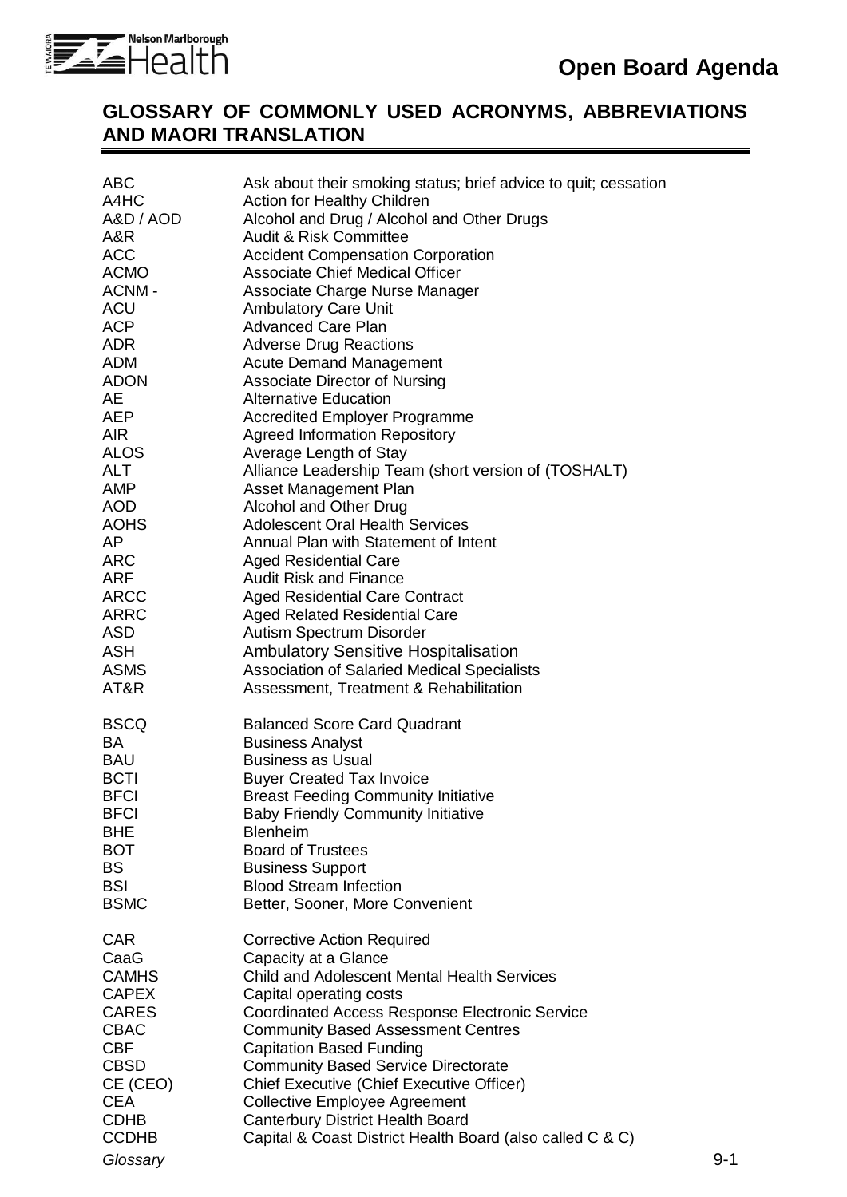## GLOSSARY OF COMMONLY USED ACRONYMS, ABBREVIATIONS AND MAORI TRANSLATION

| | |
|---|---|
| ABC | Ask about their smoking status; brief advice to quit; cessation |
| A4HC | Action for Healthy Children |
| A&D / AOD | Alcohol and Drug / Alcohol and Other Drugs |
| A&R | Audit & Risk Committee |
| ACC | Accident Compensation Corporation |
| ACMO | Associate Chief Medical Officer |
| ACNM - | Associate Charge Nurse Manager |
| ACU | Ambulatory Care Unit |
| ACP | Advanced Care Plan |
| ADR | Adverse Drug Reactions |
| ADM | Acute Demand Management |
| ADON | Associate Director of Nursing |
| AE | Alternative Education |
| AEP | Accredited Employer Programme |
| AIR | Agreed Information Repository |
| ALOS | Average Length of Stay |
| ALT | Alliance Leadership Team (short version of (TOSHALT) |
| AMP | Asset Management Plan |
| AOD | Alcohol and Other Drug |
| AOHS | Adolescent Oral Health Services |
| AP | Annual Plan with Statement of Intent |
| ARC | Aged Residential Care |
| ARF | Audit Risk and Finance |
| ARCC | Aged Residential Care Contract |
| ARRC | Aged Related Residential Care |
| ASD | Autism Spectrum Disorder |
| ASH | Ambulatory Sensitive Hospitalisation |
| ASMS | Association of Salaried Medical Specialists |
| AT&R | Assessment, Treatment & Rehabilitation |
| BSCQ | Balanced Score Card Quadrant |
| BA | Business Analyst |
| BAU | Business as Usual |
| BCTI | Buyer Created Tax Invoice |
| BFCI | Breast Feeding Community Initiative |
| BFCI | Baby Friendly Community Initiative |
| BHE | Blenheim |
| BOT | Board of Trustees |
| BS | Business Support |
| BSI | Blood Stream Infection |
| BSMC | Better, Sooner, More Convenient |
| CAR | Corrective Action Required |
| CaaG | Capacity at a Glance |
| CAMHS | Child and Adolescent Mental Health Services |
| CAPEX | Capital operating costs |
| CARES | Coordinated Access Response Electronic Service |
| CBAC | Community Based Assessment Centres |
| CBF | Capitation Based Funding |
| CBSD | Community Based Service Directorate |
| CE (CEO) | Chief Executive (Chief Executive Officer) |
| CEA | Collective Employee Agreement |
| CDHB | Canterbury District Health Board |
| CCDHB | Capital & Coast District Health Board (also called C & C) |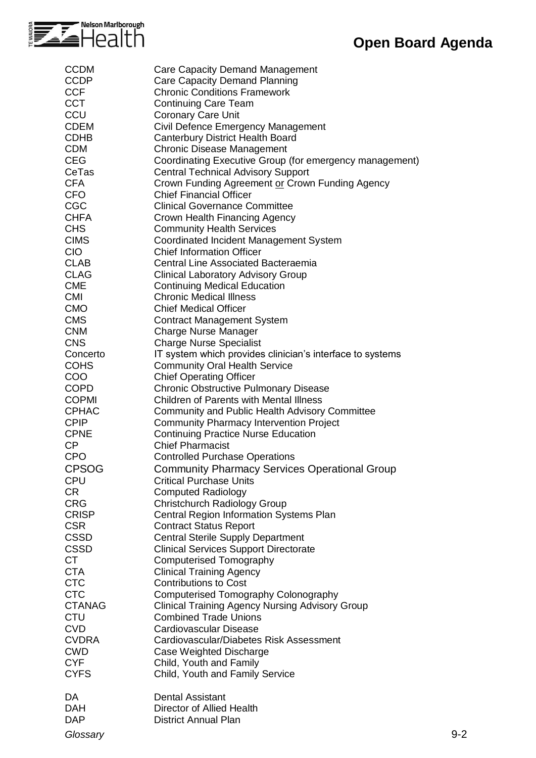| | |
|---|---|
| CCDM | Care Capacity Demand Management |
| CCDP | Care Capacity Demand Planning |
| CCF | Chronic Conditions Framework |
| CCT | Continuing Care Team |
| CCU | Coronary Care Unit |
| CDEM | Civil Defence Emergency Management |
| CDHB | Canterbury District Health Board |
| CDM | Chronic Disease Management |
| CEG | Coordinating Executive Group (for emergency management) |
| CeTas | Central Technical Advisory Support |
| CFA | Crown Funding Agreement or Crown Funding Agency |
| CFO | Chief Financial Officer |
| CGC | Clinical Governance Committee |
| CHFA | Crown Health Financing Agency |
| CHS | Community Health Services |
| CIMS | Coordinated Incident Management System |
| CIO | Chief Information Officer |
| CLAB | Central Line Associated Bacteraemia |
| CLAG | Clinical Laboratory Advisory Group |
| CME | Continuing Medical Education |
| CMI | Chronic Medical Illness |
| CMO | Chief Medical Officer |
| CMS | Contract Management System |
| CNM | Charge Nurse Manager |
| CNS | Charge Nurse Specialist |
| Concerto | IT system which provides clinician's interface to systems |
| COHS | Community Oral Health Service |
| COO | Chief Operating Officer |
| COPD | Chronic Obstructive Pulmonary Disease |
| COPMI | Children of Parents with Mental Illness |
| CPHAC | Community and Public Health Advisory Committee |
| CPIP | Community Pharmacy Intervention Project |
| CPNE | Continuing Practice Nurse Education |
| CP | Chief Pharmacist |
| CPO | Controlled Purchase Operations |
| CPSOG | Community Pharmacy Services Operational Group |
| CPU | Critical Purchase Units |
| CR | Computed Radiology |
| CRG | Christchurch Radiology Group |
| CRISP | Central Region Information Systems Plan |
| CSR | Contract Status Report |
| CSSD | Central Sterile Supply Department |
| CSSD | Clinical Services Support Directorate |
| CT | Computerised Tomography |
| CTA | Clinical Training Agency |
| CTC | Contributions to Cost |
| CTC | Computerised Tomography Colonography |
| CTANAG | Clinical Training Agency Nursing Advisory Group |
| CTU | Combined Trade Unions |
| CVD | Cardiovascular Disease |
| CVDRA | Cardiovascular/Diabetes Risk Assessment |
| CWD | Case Weighted Discharge |
| CYF | Child, Youth and Family |
| CYFS | Child, Youth and Family Service |
| DA | Dental Assistant |
| DAH | Director of Allied Health |
| DAP | District Annual Plan |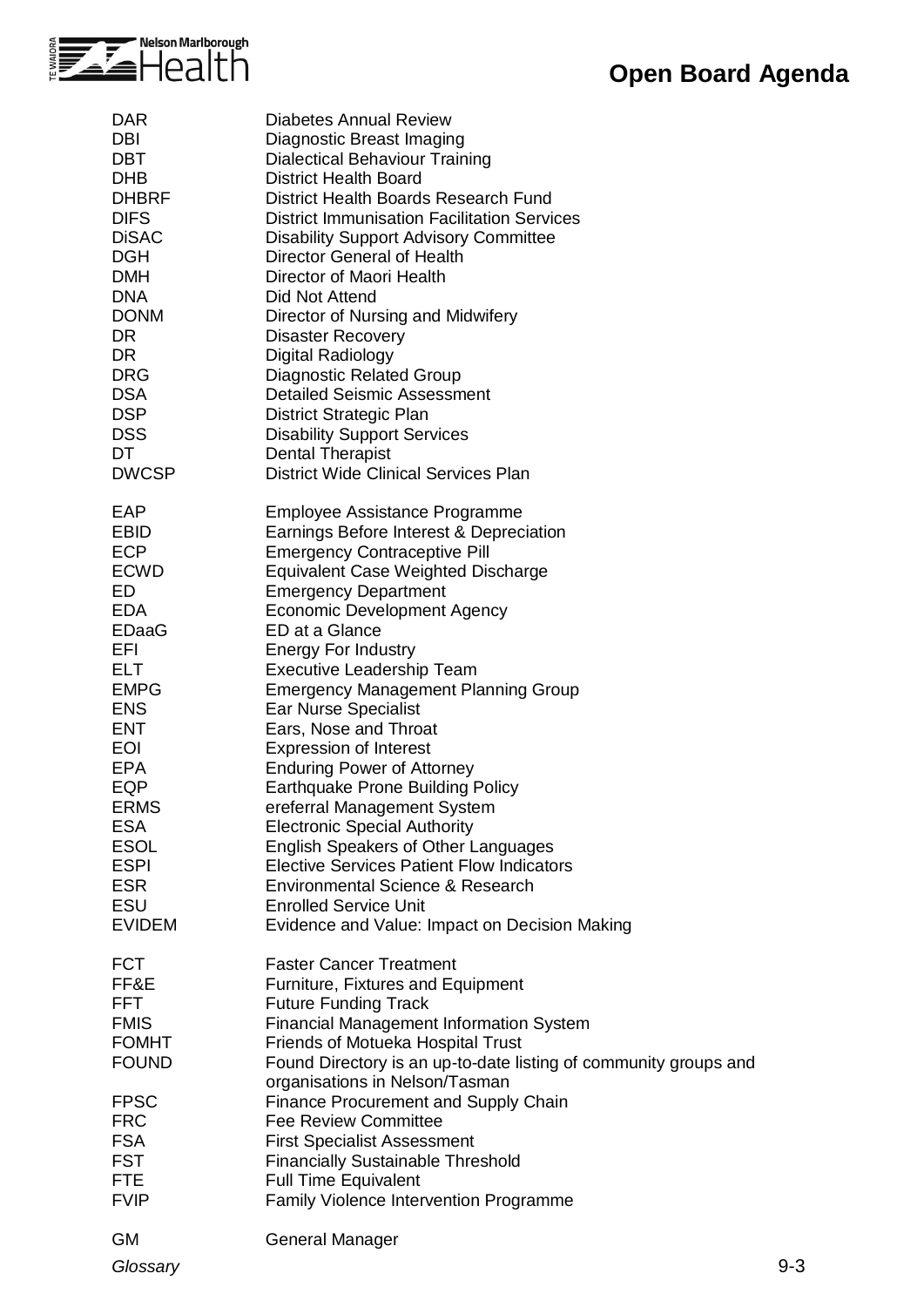| | |
|---|---|
| DAR | Diabetes Annual Review |
| DBI | Diagnostic Breast Imaging |
| DBT | Dialectical Behaviour Training |
| DHB | District Health Board |
| DHBRF | District Health Boards Research Fund |
| DIFS | District Immunisation Facilitation Services |
| DiSAC | Disability Support Advisory Committee |
| DGH | Director General of Health |
| DMH | Director of Maori Health |
| DNA | Did Not Attend |
| DONM | Director of Nursing and Midwifery |
| DR | Disaster Recovery |
| DR | Digital Radiology |
| DRG | Diagnostic Related Group |
| DSA | Detailed Seismic Assessment |
| DSP | District Strategic Plan |
| DSS | Disability Support Services |
| DT | Dental Therapist |
| DWCSP | District Wide Clinical Services Plan |
| | |
| EAP | Employee Assistance Programme |
| EBID | Earnings Before Interest & Depreciation |
| ECP | Emergency Contraceptive Pill |
| ECWD | Equivalent Case Weighted Discharge |
| ED | Emergency Department |
| EDA | Economic Development Agency |
| EDaaG | ED at a Glance |
| EFI | Energy For Industry |
| ELT | Executive Leadership Team |
| EMPG | Emergency Management Planning Group |
| ENS | Ear Nurse Specialist |
| ENT | Ears, Nose and Throat |
| EOI | Expression of Interest |
| EPA | Enduring Power of Attorney |
| EQP | Earthquake Prone Building Policy |
| ERMS | ereferral Management System |
| ESA | Electronic Special Authority |
| ESOL | English Speakers of Other Languages |
| ESPI | Elective Services Patient Flow Indicators |
| ESR | Environmental Science & Research |
| ESU | Enrolled Service Unit |
| EVIDEM | Evidence and Value: Impact on Decision Making |
| | |
| FCT | Faster Cancer Treatment |
| FF&E | Furniture, Fixtures and Equipment |
| FFT | Future Funding Track |
| FMIS | Financial Management Information System |
| FOMHT | Friends of Motueka Hospital Trust |
| FOUND | Found Directory is an up-to-date listing of community groups and organisations in Nelson/Tasman |
| FPSC | Finance Procurement and Supply Chain |
| FRC | Fee Review Committee |
| FSA | First Specialist Assessment |
| FST | Financially Sustainable Threshold |
| FTE | Full Time Equivalent |
| FVIP | Family Violence Intervention Programme |
| | |
| GM | General Manager |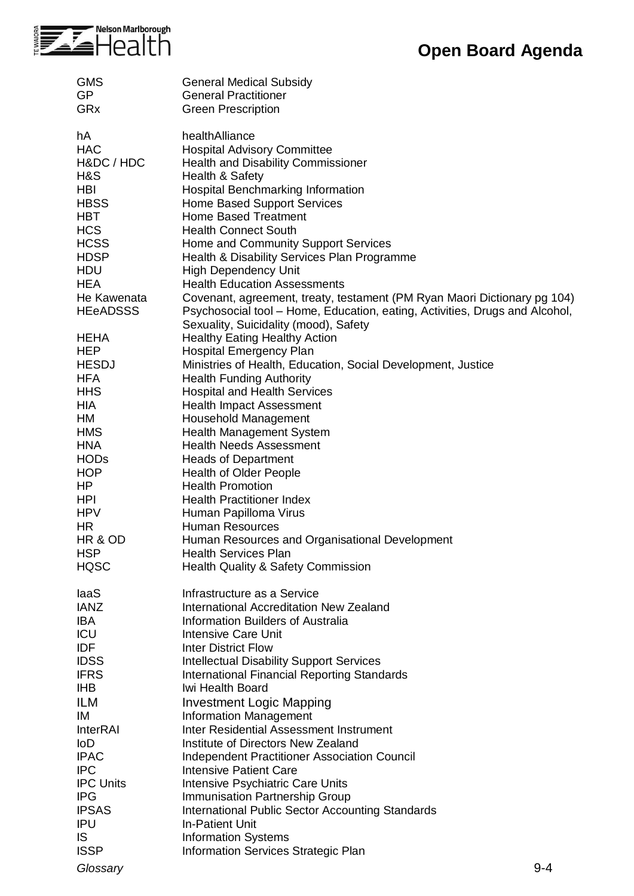| | |
|---|---|
| GMS | General Medical Subsidy |
| GP | General Practitioner |
| GRx | Green Prescription |
| | |
| hA | healthAlliance |
| HAC | Hospital Advisory Committee |
| H&DC / HDC | Health and Disability Commissioner |
| H&S | Health & Safety |
| HBI | Hospital Benchmarking Information |
| HBSS | Home Based Support Services |
| HBT | Home Based Treatment |
| HCS | Health Connect South |
| HCSS | Home and Community Support Services |
| HDSP | Health & Disability Services Plan Programme |
| HDU | High Dependency Unit |
| HEA | Health Education Assessments |
| He Kawenata | Covenant, agreement, treaty, testament (PM Ryan Maori Dictionary pg 104) |
| HEeADSSS | Psychosocial tool – Home, Education, eating, Activities, Drugs and Alcohol, Sexuality, Suicidality (mood), Safety |
| HEHA | Healthy Eating Healthy Action |
| HEP | Hospital Emergency Plan |
| HESDJ | Ministries of Health, Education, Social Development, Justice |
| HFA | Health Funding Authority |
| HHS | Hospital and Health Services |
| HIA | Health Impact Assessment |
| HM | Household Management |
| HMS | Health Management System |
| HNA | Health Needs Assessment |
| HODs | Heads of Department |
| HOP | Health of Older People |
| HP | Health Promotion |
| HPI | Health Practitioner Index |
| HPV | Human Papilloma Virus |
| HR | Human Resources |
| HR & OD | Human Resources and Organisational Development |
| HSP | Health Services Plan |
| HQSC | Health Quality & Safety Commission |
| | |
| IaaS | Infrastructure as a Service |
| IANZ | International Accreditation New Zealand |
| IBA | Information Builders of Australia |
| ICU | Intensive Care Unit |
| IDF | Inter District Flow |
| IDSS | Intellectual Disability Support Services |
| IFRS | International Financial Reporting Standards |
| IHB | Iwi Health Board |
| ILM | Investment Logic Mapping |
| IM | Information Management |
| InterRAI | Inter Residential Assessment Instrument |
| IoD | Institute of Directors New Zealand |
| IPAC | Independent Practitioner Association Council |
| IPC | Intensive Patient Care |
| IPC Units | Intensive Psychiatric Care Units |
| IPG | Immunisation Partnership Group |
| IPSAS | International Public Sector Accounting Standards |
| IPU | In-Patient Unit |
| IS | Information Systems |
| ISSP | Information Services Strategic Plan |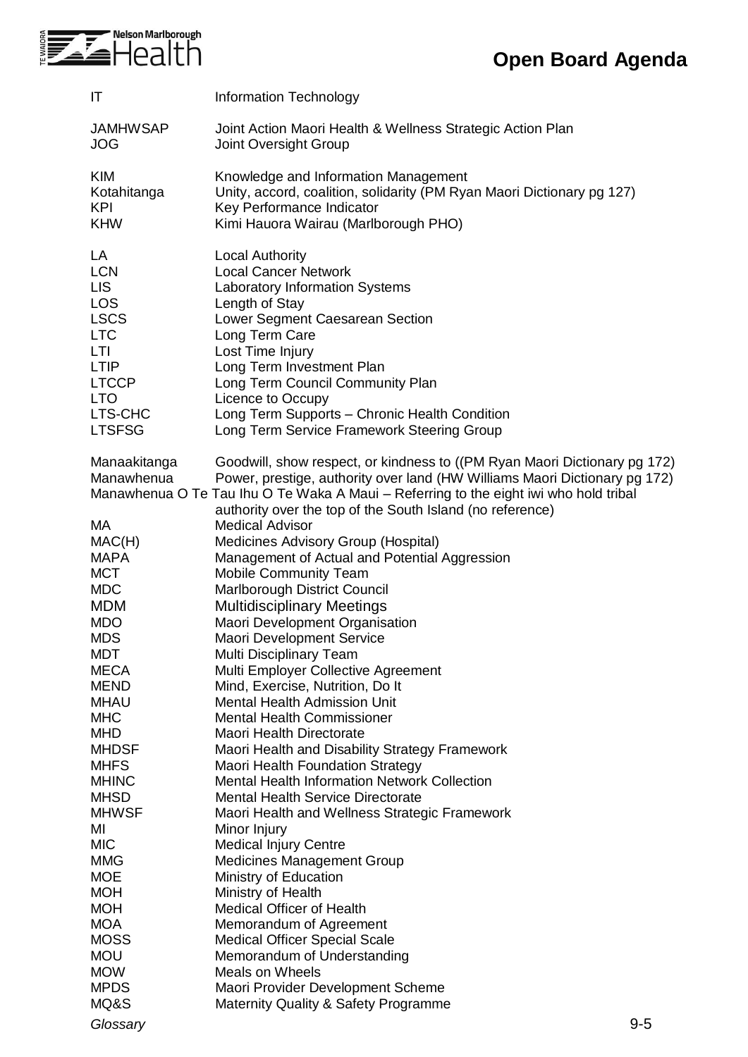| | |
|---|---|
| IT | Information Technology |
| JAMHWSAP | Joint Action Maori Health & Wellness Strategic Action Plan |
| JOG | Joint Oversight Group |
| KIM | Knowledge and Information Management |
| Kotahitanga | Unity, accord, coalition, solidarity (PM Ryan Maori Dictionary pg 127) |
| KPI | Key Performance Indicator |
| KHW | Kimi Hauora Wairau (Marlborough PHO) |
| LA | Local Authority |
| LCN | Local Cancer Network |
| LIS | Laboratory Information Systems |
| LOS | Length of Stay |
| LSCS | Lower Segment Caesarean Section |
| LTC | Long Term Care |
| LTI | Lost Time Injury |
| LTIP | Long Term Investment Plan |
| LTCCP | Long Term Council Community Plan |
| LTO | Licence to Occupy |
| LTS-CHC | Long Term Supports – Chronic Health Condition |
| LTSFSG | Long Term Service Framework Steering Group |
| Manaakitanga | Goodwill, show respect, or kindness to ((PM Ryan Maori Dictionary pg 172) |
| Manawhenua | Power, prestige, authority over land (HW Williams Maori Dictionary pg 172) |
| Manawhenua O Te Tau Ihu O Te Waka A Maui | Referring to the eight iwi who hold tribal authority over the top of the South Island (no reference) |
| MA | Medical Advisor |
| MAC(H) | Medicines Advisory Group (Hospital) |
| MAPA | Management of Actual and Potential Aggression |
| MCT | Mobile Community Team |
| MDC | Marlborough District Council |
| MDM | Multidisciplinary Meetings |
| MDO | Maori Development Organisation |
| MDS | Maori Development Service |
| MDT | Multi Disciplinary Team |
| MECA | Multi Employer Collective Agreement |
| MEND | Mind, Exercise, Nutrition, Do It |
| MHAU | Mental Health Admission Unit |
| MHC | Mental Health Commissioner |
| MHD | Maori Health Directorate |
| MHDSF | Maori Health and Disability Strategy Framework |
| MHFS | Maori Health Foundation Strategy |
| MHINC | Mental Health Information Network Collection |
| MHSD | Mental Health Service Directorate |
| MHWSF | Maori Health and Wellness Strategic Framework |
| MI | Minor Injury |
| MIC | Medical Injury Centre |
| MMG | Medicines Management Group |
| MOE | Ministry of Education |
| MOH | Ministry of Health |
| MOH | Medical Officer of Health |
| MOA | Memorandum of Agreement |
| MOSS | Medical Officer Special Scale |
| MOU | Memorandum of Understanding |
| MOW | Meals on Wheels |
| MPDS | Maori Provider Development Scheme |
| MQ&S | Maternity Quality & Safety Programme |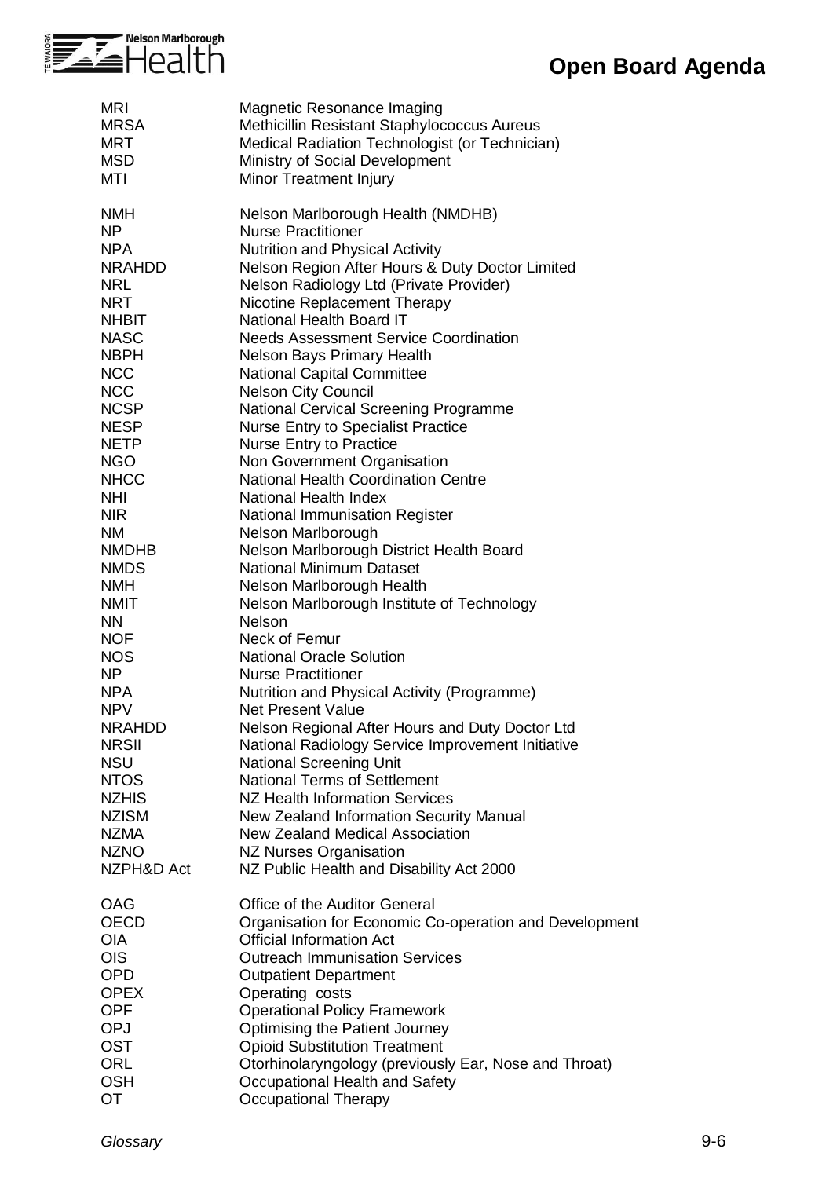| | |
|---|---|
| MRI | Magnetic Resonance Imaging |
| MRSA | Methicillin Resistant Staphylococcus Aureus |
| MRT | Medical Radiation Technologist (or Technician) |
| MSD | Ministry of Social Development |
| MTI | Minor Treatment Injury |
| | |
| NMH | Nelson Marlborough Health (NMDHB) |
| NP | Nurse Practitioner |
| NPA | Nutrition and Physical Activity |
| NRAHDD | Nelson Region After Hours & Duty Doctor Limited |
| NRL | Nelson Radiology Ltd (Private Provider) |
| NRT | Nicotine Replacement Therapy |
| NHBIT | National Health Board IT |
| NASC | Needs Assessment Service Coordination |
| NBPH | Nelson Bays Primary Health |
| NCC | National Capital Committee |
| NCC | Nelson City Council |
| NCSP | National Cervical Screening Programme |
| NESP | Nurse Entry to Specialist Practice |
| NETP | Nurse Entry to Practice |
| NGO | Non Government Organisation |
| NHCC | National Health Coordination Centre |
| NHI | National Health Index |
| NIR | National Immunisation Register |
| NM | Nelson Marlborough |
| NMDHB | Nelson Marlborough District Health Board |
| NMDS | National Minimum Dataset |
| NMH | Nelson Marlborough Health |
| NMIT | Nelson Marlborough Institute of Technology |
| NN | Nelson |
| NOF | Neck of Femur |
| NOS | National Oracle Solution |
| NP | Nurse Practitioner |
| NPA | Nutrition and Physical Activity (Programme) |
| NPV | Net Present Value |
| NRAHDD | Nelson Regional After Hours and Duty Doctor Ltd |
| NRSII | National Radiology Service Improvement Initiative |
| NSU | National Screening Unit |
| NTOS | National Terms of Settlement |
| NZHIS | NZ Health Information Services |
| NZISM | New Zealand Information Security Manual |
| NZMA | New Zealand Medical Association |
| NZNO | NZ Nurses Organisation |
| NZPH&D Act | NZ Public Health and Disability Act 2000 |
| | |
| OAG | Office of the Auditor General |
| OECD | Organisation for Economic Co-operation and Development |
| OIA | Official Information Act |
| OIS | Outreach Immunisation Services |
| OPD | Outpatient Department |
| OPEX | Operating costs |
| OPF | Operational Policy Framework |
| OPJ | Optimising the Patient Journey |
| OST | Opioid Substitution Treatment |
| ORL | Otorhinolaryngology (previously Ear, Nose and Throat) |
| OSH | Occupational Health and Safety |
| OT | Occupational Therapy |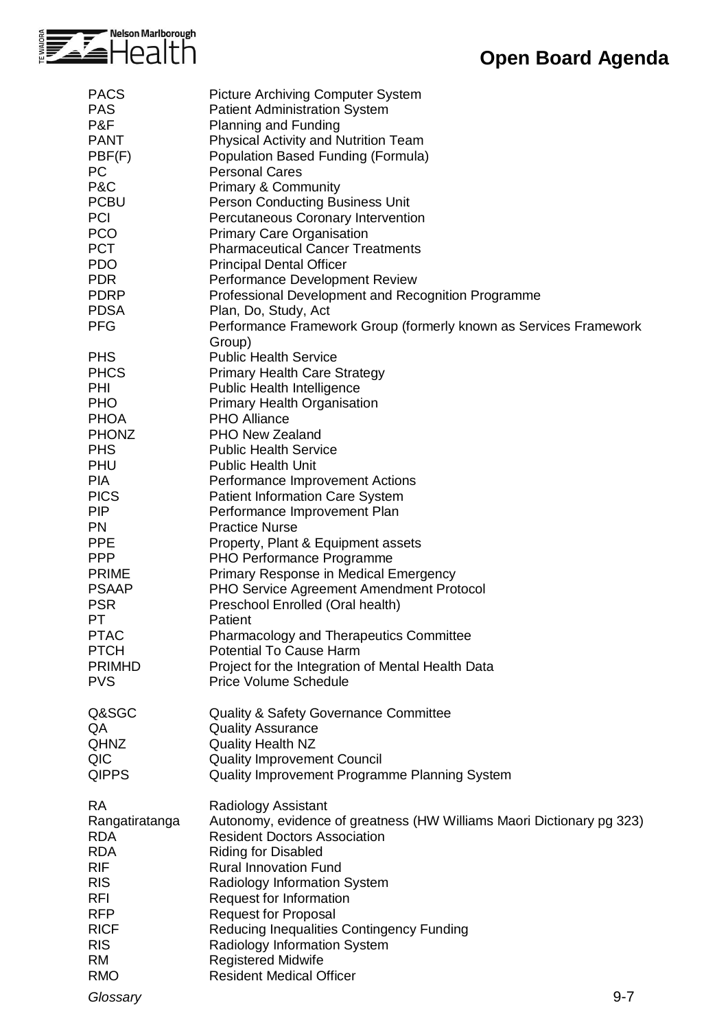| | |
|---|---|
| PACS | Picture Archiving Computer System |
| PAS | Patient Administration System |
| P&F | Planning and Funding |
| PANT | Physical Activity and Nutrition Team |
| PBF(F) | Population Based Funding (Formula) |
| PC | Personal Cares |
| P&C | Primary & Community |
| PCBU | Person Conducting Business Unit |
| PCI | Percutaneous Coronary Intervention |
| PCO | Primary Care Organisation |
| PCT | Pharmaceutical Cancer Treatments |
| PDO | Principal Dental Officer |
| PDR | Performance Development Review |
| PDRP | Professional Development and Recognition Programme |
| PDSA | Plan, Do, Study, Act |
| PFG | Performance Framework Group (formerly known as Services Framework Group) |
| PHS | Public Health Service |
| PHCS | Primary Health Care Strategy |
| PHI | Public Health Intelligence |
| PHO | Primary Health Organisation |
| PHOA | PHO Alliance |
| PHONZ | PHO New Zealand |
| PHS | Public Health Service |
| PHU | Public Health Unit |
| PIA | Performance Improvement Actions |
| PICS | Patient Information Care System |
| PIP | Performance Improvement Plan |
| PN | Practice Nurse |
| PPE | Property, Plant & Equipment assets |
| PPP | PHO Performance Programme |
| PRIME | Primary Response in Medical Emergency |
| PSAAP | PHO Service Agreement Amendment Protocol |
| PSR | Preschool Enrolled (Oral health) |
| PT | Patient |
| PTAC | Pharmacology and Therapeutics Committee |
| PTCH | Potential To Cause Harm |
| PRIMHD | Project for the Integration of Mental Health Data |
| PVS | Price Volume Schedule |
| Q&SGC | Quality & Safety Governance Committee |
| QA | Quality Assurance |
| QHNZ | Quality Health NZ |
| QIC | Quality Improvement Council |
| QIPPS | Quality Improvement Programme Planning System |
| RA | Radiology Assistant |
| Rangatiratanga | Autonomy, evidence of greatness (HW Williams Maori Dictionary pg 323) |
| RDA | Resident Doctors Association |
| RDA | Riding for Disabled |
| RIF | Rural Innovation Fund |
| RIS | Radiology Information System |
| RFI | Request for Information |
| RFP | Request for Proposal |
| RICF | Reducing Inequalities Contingency Funding |
| RIS | Radiology Information System |
| RM | Registered Midwife |
| RMO | Resident Medical Officer |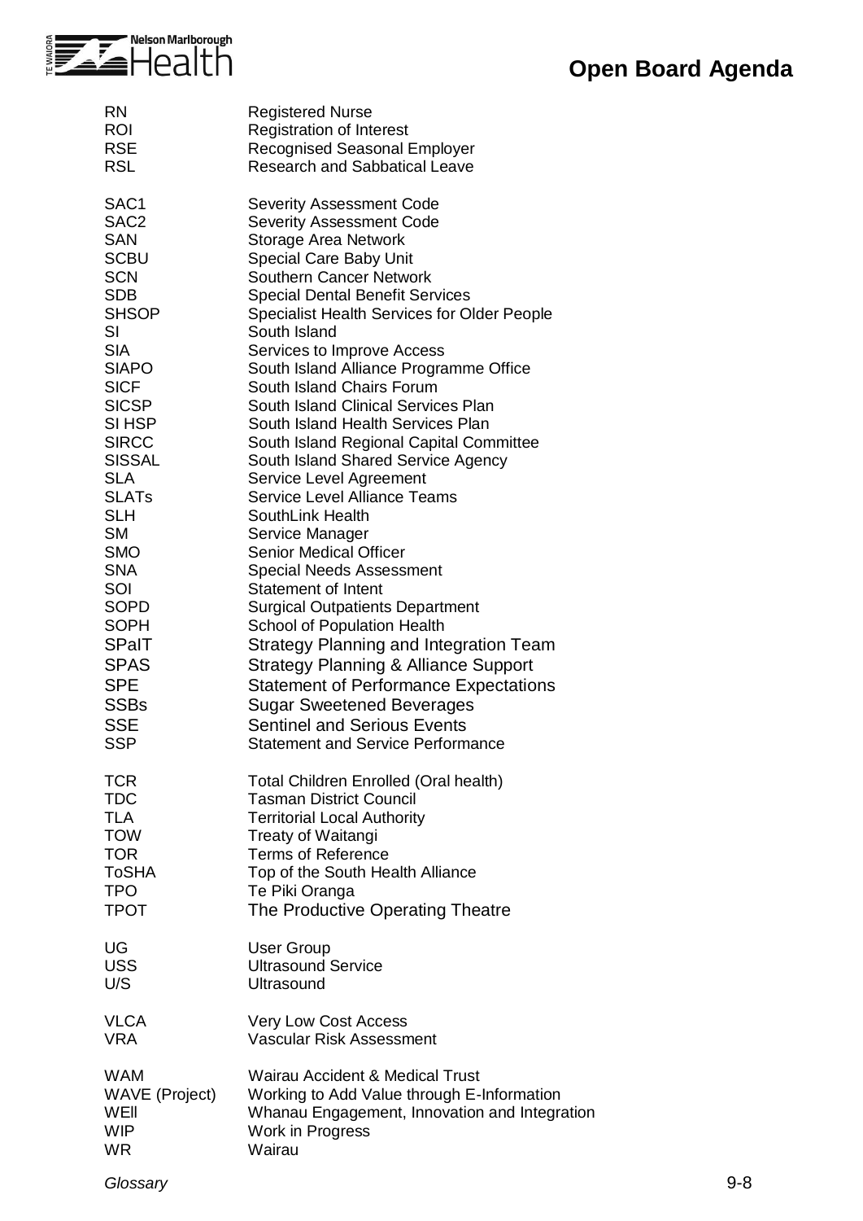| | |
|---|---|
| RN | Registered Nurse |
| ROI | Registration of Interest |
| RSE | Recognised Seasonal Employer |
| RSL | Research and Sabbatical Leave |
| | |
| SAC1 | Severity Assessment Code |
| SAC2 | Severity Assessment Code |
| SAN | Storage Area Network |
| SCBU | Special Care Baby Unit |
| SCN | Southern Cancer Network |
| SDB | Special Dental Benefit Services |
| SHSOP | Specialist Health Services for Older People |
| SI | South Island |
| SIA | Services to Improve Access |
| SIAPO | South Island Alliance Programme Office |
| SICF | South Island Chairs Forum |
| SICSP | South Island Clinical Services Plan |
| SI HSP | South Island Health Services Plan |
| SIRCC | South Island Regional Capital Committee |
| SISSAL | South Island Shared Service Agency |
| SLA | Service Level Agreement |
| SLATs | Service Level Alliance Teams |
| SLH | SouthLink Health |
| SM | Service Manager |
| SMO | Senior Medical Officer |
| SNA | Special Needs Assessment |
| SOI | Statement of Intent |
| SOPD | Surgical Outpatients Department |
| SOPH | School of Population Health |
| SPaIT | Strategy Planning and Integration Team |
| SPAS | Strategy Planning & Alliance Support |
| SPE | Statement of Performance Expectations |
| SSBs | Sugar Sweetened Beverages |
| SSE | Sentinel and Serious Events |
| SSP | Statement and Service Performance |
| | |
| TCR | Total Children Enrolled (Oral health) |
| TDC | Tasman District Council |
| TLA | Territorial Local Authority |
| TOW | Treaty of Waitangi |
| TOR | Terms of Reference |
| ToSHA | Top of the South Health Alliance |
| TPO | Te Piki Oranga |
| TPOT | The Productive Operating Theatre |
| | |
| UG | User Group |
| USS | Ultrasound Service |
| U/S | Ultrasound |
| | |
| VLCA | Very Low Cost Access |
| VRA | Vascular Risk Assessment |
| | |
| WAM | Wairau Accident & Medical Trust |
| WAVE (Project) | Working to Add Value through E-Information |
| WEII | Whanau Engagement, Innovation and Integration |
| WIP | Work in Progress |
| WR | Wairau |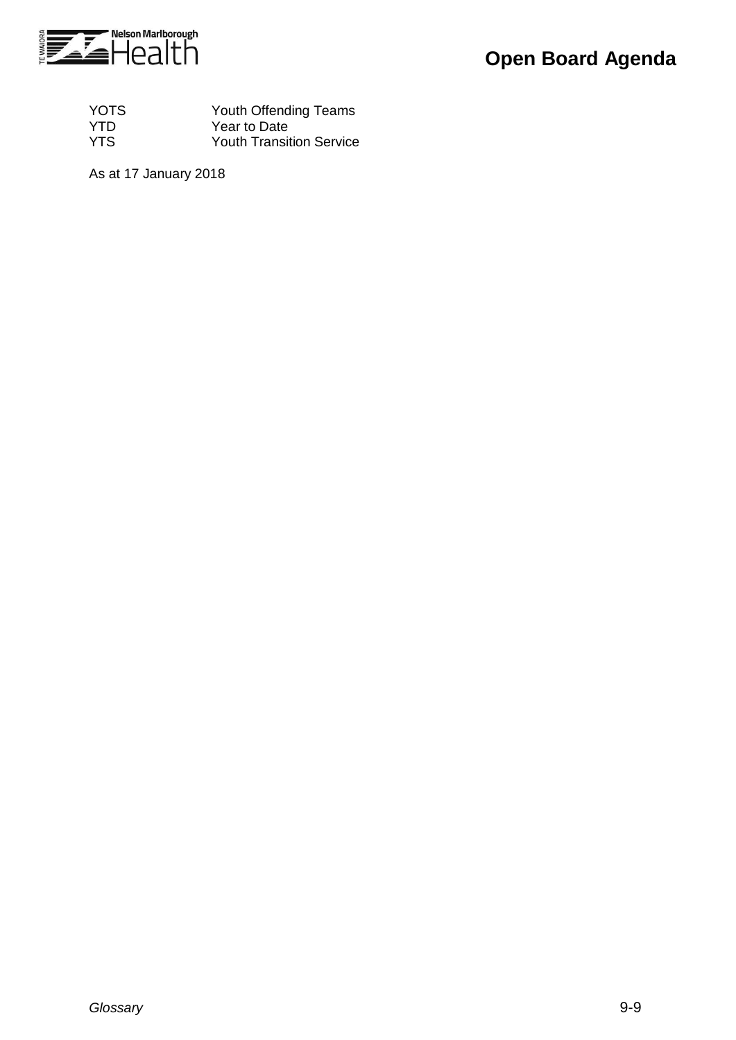| | |
|---|---|
| YOTS | Youth Offending Teams |
| YTD | Year to Date |
| YTS | Youth Transition Service |

As at 17 January 2018